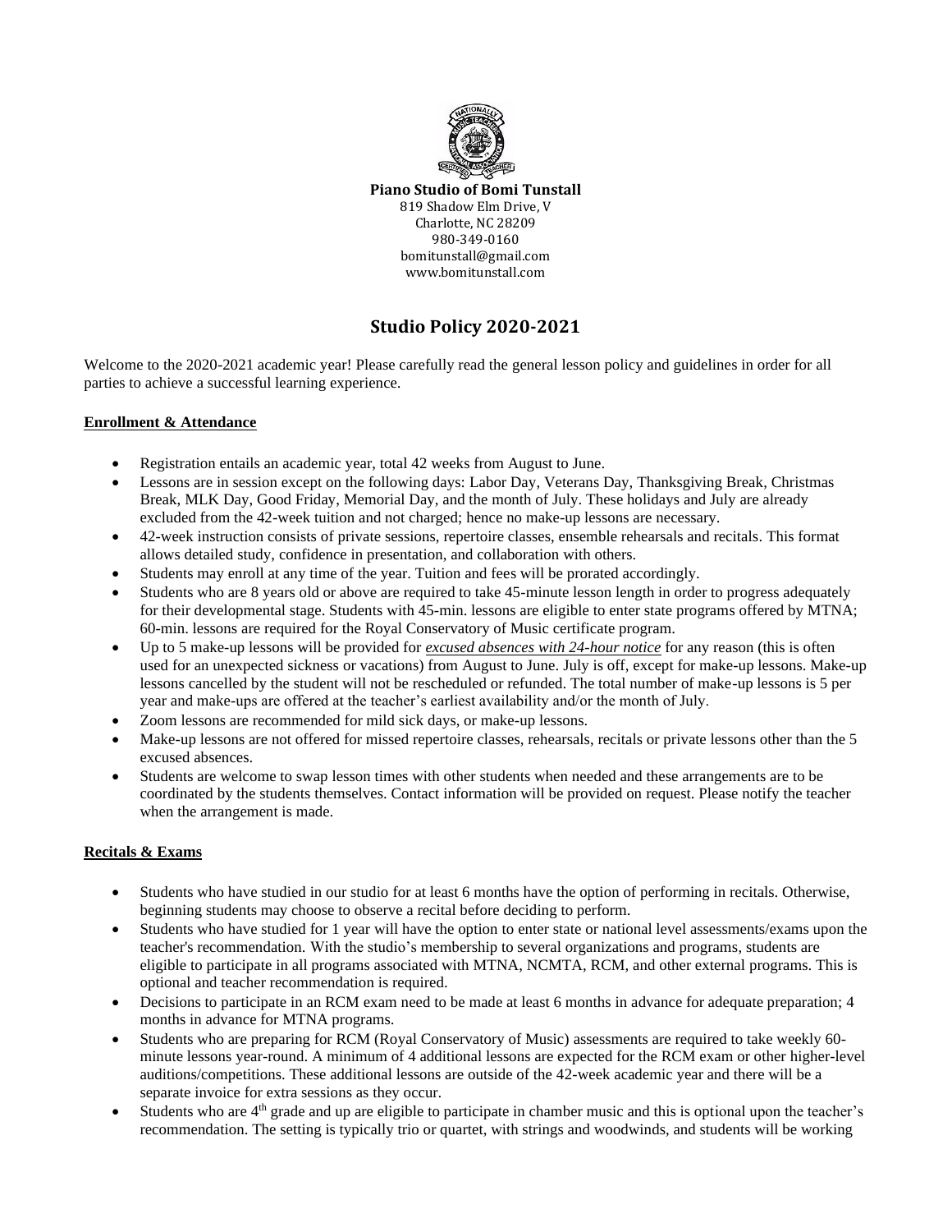**Piano Studio of Bomi Tunstall**
819 Shadow Elm Drive, V
Charlotte, NC 28209
980-349-0160
bomitunstall@gmail.com
www.bomitunstall.com

# Studio Policy 2020-2021

Welcome to the 2020-2021 academic year! Please carefully read the general lesson policy and guidelines in order for all parties to achieve a successful learning experience.

## Enrollment & Attendance

- Registration entails an academic year, total 42 weeks from August to June.
- Lessons are in session except on the following days: Labor Day, Veterans Day, Thanksgiving Break, Christmas Break, MLK Day, Good Friday, Memorial Day, and the month of July. These holidays and July are already excluded from the 42-week tuition and not charged; hence no make-up lessons are necessary.
- 42-week instruction consists of private sessions, repertoire classes, ensemble rehearsals and recitals. This format allows detailed study, confidence in presentation, and collaboration with others.
- Students may enroll at any time of the year. Tuition and fees will be prorated accordingly.
- Students who are 8 years old or above are required to take 45-minute lesson length in order to progress adequately for their developmental stage. Students with 45-min. lessons are eligible to enter state programs offered by MTNA; 60-min. lessons are required for the Royal Conservatory of Music certificate program.
- Up to 5 make-up lessons will be provided for ***excused absences with 24-hour notice*** for any reason (this is often used for an unexpected sickness or vacations) from August to June. July is off, except for make-up lessons. Make-up lessons cancelled by the student will not be rescheduled or refunded. The total number of make-up lessons is 5 per year and make-ups are offered at the teacher's earliest availability and/or the month of July.
- Zoom lessons are recommended for mild sick days, or make-up lessons.
- Make-up lessons are not offered for missed repertoire classes, rehearsals, recitals or private lessons other than the 5 excused absences.
- Students are welcome to swap lesson times with other students when needed and these arrangements are to be coordinated by the students themselves. Contact information will be provided on request. Please notify the teacher when the arrangement is made.

## Recitals & Exams

- Students who have studied in our studio for at least 6 months have the option of performing in recitals. Otherwise, beginning students may choose to observe a recital before deciding to perform.
- Students who have studied for 1 year will have the option to enter state or national level assessments/exams upon the teacher's recommendation. With the studio's membership to several organizations and programs, students are eligible to participate in all programs associated with MTNA, NCMTA, RCM, and other external programs. This is optional and teacher recommendation is required.
- Decisions to participate in an RCM exam need to be made at least 6 months in advance for adequate preparation; 4 months in advance for MTNA programs.
- Students who are preparing for RCM (Royal Conservatory of Music) assessments are required to take weekly 60-minute lessons year-round. A minimum of 4 additional lessons are expected for the RCM exam or other higher-level auditions/competitions. These additional lessons are outside of the 42-week academic year and there will be a separate invoice for extra sessions as they occur.
- Students who are 4th grade and up are eligible to participate in chamber music and this is optional upon the teacher's recommendation. The setting is typically trio or quartet, with strings and woodwinds, and students will be working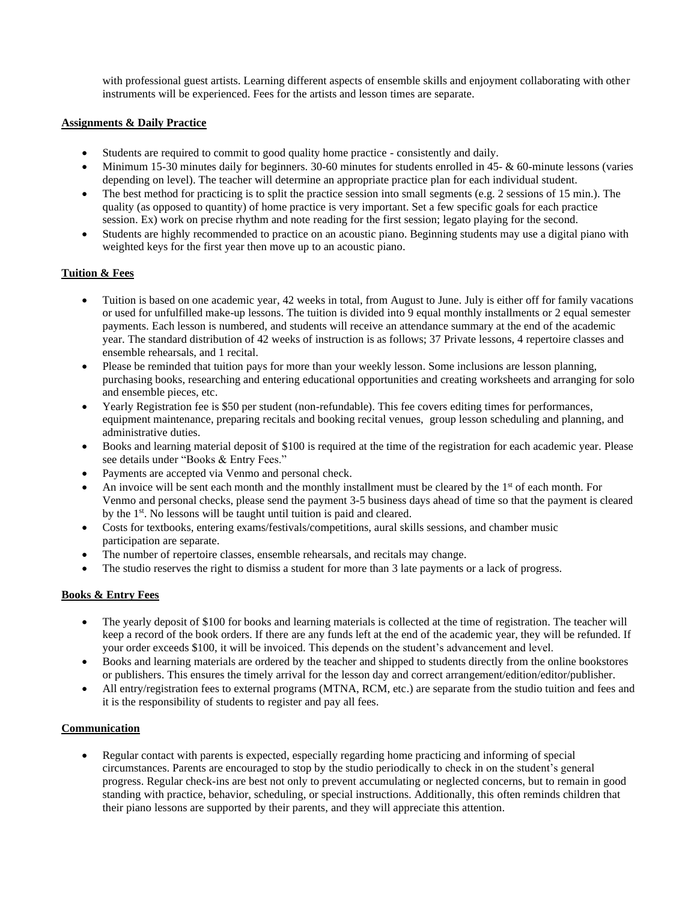with professional guest artists. Learning different aspects of ensemble skills and enjoyment collaborating with other instruments will be experienced. Fees for the artists and lesson times are separate.

**Assignments & Daily Practice**

- Students are required to commit to good quality home practice - consistently and daily.
- Minimum 15-30 minutes daily for beginners. 30-60 minutes for students enrolled in 45- & 60-minute lessons (varies depending on level). The teacher will determine an appropriate practice plan for each individual student.
- The best method for practicing is to split the practice session into small segments (e.g. 2 sessions of 15 min.). The quality (as opposed to quantity) of home practice is very important. Set a few specific goals for each practice session. Ex) work on precise rhythm and note reading for the first session; legato playing for the second.
- Students are highly recommended to practice on an acoustic piano. Beginning students may use a digital piano with weighted keys for the first year then move up to an acoustic piano.

**Tuition & Fees**

- Tuition is based on one academic year, 42 weeks in total, from August to June. July is either off for family vacations or used for unfulfilled make-up lessons. The tuition is divided into 9 equal monthly installments or 2 equal semester payments. Each lesson is numbered, and students will receive an attendance summary at the end of the academic year. The standard distribution of 42 weeks of instruction is as follows; 37 Private lessons, 4 repertoire classes and ensemble rehearsals, and 1 recital.
- Please be reminded that tuition pays for more than your weekly lesson. Some inclusions are lesson planning, purchasing books, researching and entering educational opportunities and creating worksheets and arranging for solo and ensemble pieces, etc.
- Yearly Registration fee is $50 per student (non-refundable). This fee covers editing times for performances, equipment maintenance, preparing recitals and booking recital venues, group lesson scheduling and planning, and administrative duties.
- Books and learning material deposit of $100 is required at the time of the registration for each academic year. Please see details under "Books & Entry Fees."
- Payments are accepted via Venmo and personal check.
- An invoice will be sent each month and the monthly installment must be cleared by the 1st of each month. For Venmo and personal checks, please send the payment 3-5 business days ahead of time so that the payment is cleared by the 1st. No lessons will be taught until tuition is paid and cleared.
- Costs for textbooks, entering exams/festivals/competitions, aural skills sessions, and chamber music participation are separate.
- The number of repertoire classes, ensemble rehearsals, and recitals may change.
- The studio reserves the right to dismiss a student for more than 3 late payments or a lack of progress.

**Books & Entry Fees**

- The yearly deposit of $100 for books and learning materials is collected at the time of registration. The teacher will keep a record of the book orders. If there are any funds left at the end of the academic year, they will be refunded. If your order exceeds $100, it will be invoiced. This depends on the student's advancement and level.
- Books and learning materials are ordered by the teacher and shipped to students directly from the online bookstores or publishers. This ensures the timely arrival for the lesson day and correct arrangement/edition/editor/publisher.
- All entry/registration fees to external programs (MTNA, RCM, etc.) are separate from the studio tuition and fees and it is the responsibility of students to register and pay all fees.

**Communication**

- Regular contact with parents is expected, especially regarding home practicing and informing of special circumstances. Parents are encouraged to stop by the studio periodically to check in on the student's general progress. Regular check-ins are best not only to prevent accumulating or neglected concerns, but to remain in good standing with practice, behavior, scheduling, or special instructions. Additionally, this often reminds children that their piano lessons are supported by their parents, and they will appreciate this attention.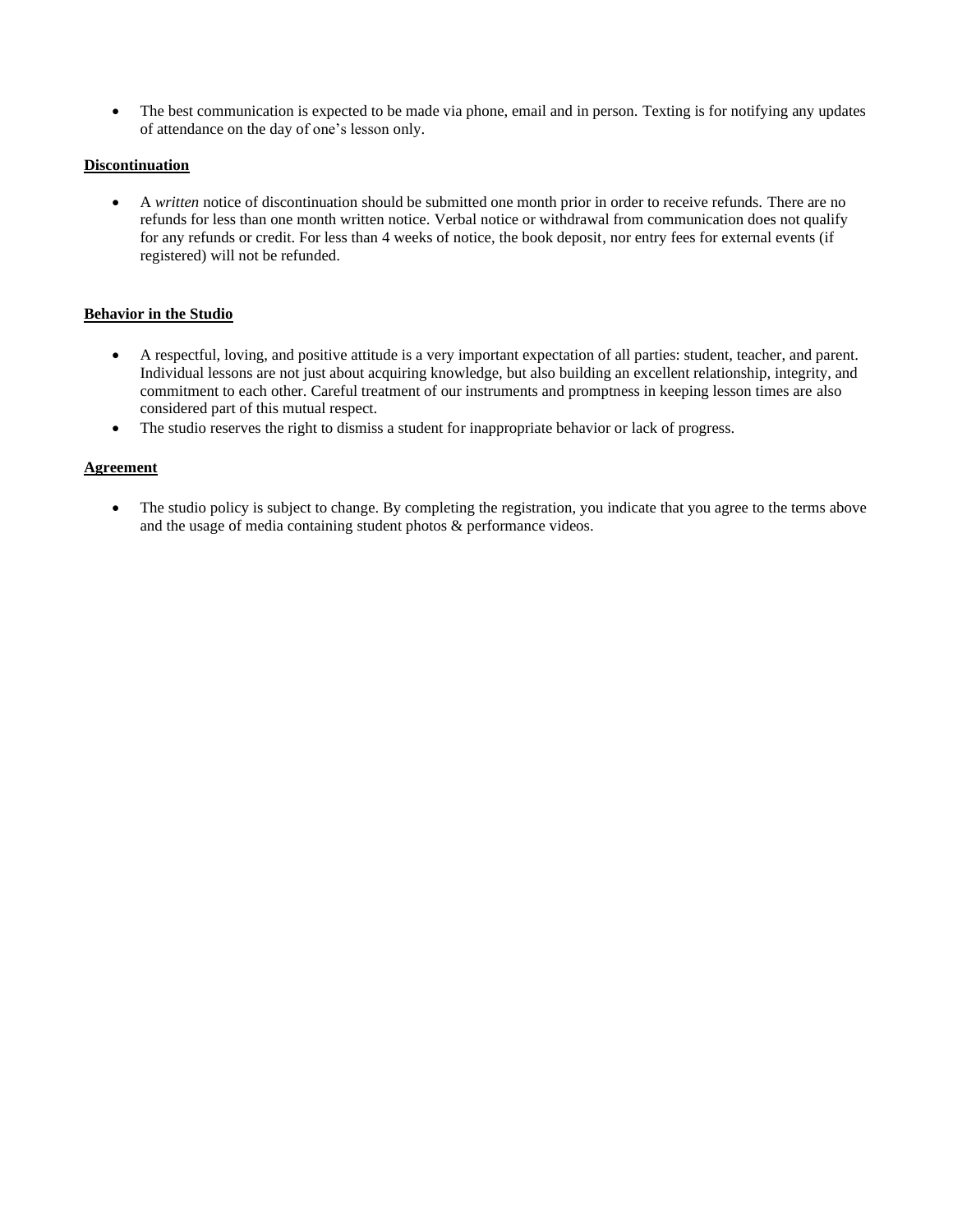- The best communication is expected to be made via phone, email and in person. Texting is for notifying any updates of attendance on the day of one's lesson only.

**Discontinuation**

- A *written* notice of discontinuation should be submitted one month prior in order to receive refunds. There are no refunds for less than one month written notice. Verbal notice or withdrawal from communication does not qualify for any refunds or credit. For less than 4 weeks of notice, the book deposit, nor entry fees for external events (if registered) will not be refunded.

**Behavior in the Studio**

- A respectful, loving, and positive attitude is a very important expectation of all parties: student, teacher, and parent. Individual lessons are not just about acquiring knowledge, but also building an excellent relationship, integrity, and commitment to each other. Careful treatment of our instruments and promptness in keeping lesson times are also considered part of this mutual respect.
- The studio reserves the right to dismiss a student for inappropriate behavior or lack of progress.

**Agreement**

- The studio policy is subject to change. By completing the registration, you indicate that you agree to the terms above and the usage of media containing student photos & performance videos.